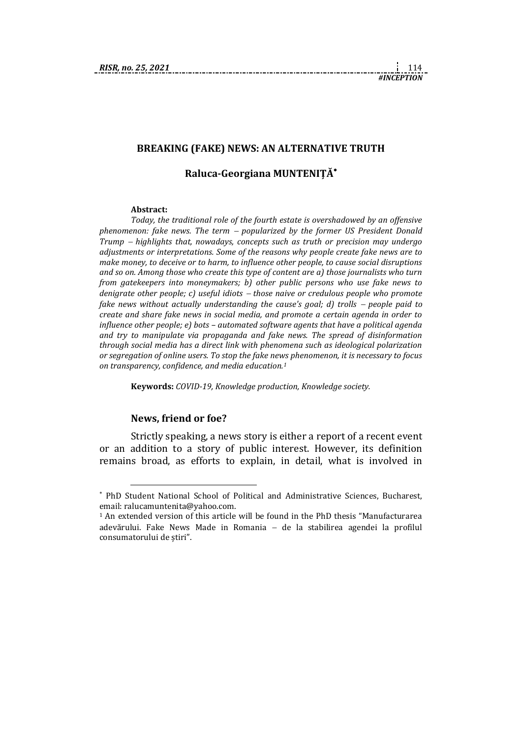# BREAKING (FAKE) NEWS: AN ALTERNATIVE TRUTH

**Raluca-Georgiana MUNTENIȚĂ***

**Abstract:**

*Today, the traditional role of the fourth estate is overshadowed by an offensive phenomenon: fake news. The term – popularized by the former US President Donald Trump – highlights that, nowadays, concepts such as truth or precision may undergo adjustments or interpretations. Some of the reasons why people create fake news are to make money, to deceive or to harm, to influence other people, to cause social disruptions and so on. Among those who create this type of content are a) those journalists who turn from gatekeepers into moneymakers; b) other public persons who use fake news to denigrate other people; c) useful idiots – those naive or credulous people who promote fake news without actually understanding the cause's goal; d) trolls – people paid to create and share fake news in social media, and promote a certain agenda in order to influence other people; e) bots – automated software agents that have a political agenda and try to manipulate via propaganda and fake news. The spread of disinformation through social media has a direct link with phenomena such as ideological polarization or segregation of online users. To stop the fake news phenomenon, it is necessary to focus on transparency, confidence, and media education.*[1]

**Keywords:** *COVID-19, Knowledge production, Knowledge society.*

## News, friend or foe?

Strictly speaking, a news story is either a report of a recent event or an addition to a story of public interest. However, its definition remains broad, as efforts to explain, in detail, what is involved in

---

* PhD Student National School of Political and Administrative Sciences, Bucharest, email: ralucamuntenita@yahoo.com.

[1] An extended version of this article will be found in the PhD thesis "Manufacturarea adevărului. Fake News Made in Romania – de la stabilirea agendei la profilul consumatorului de știri".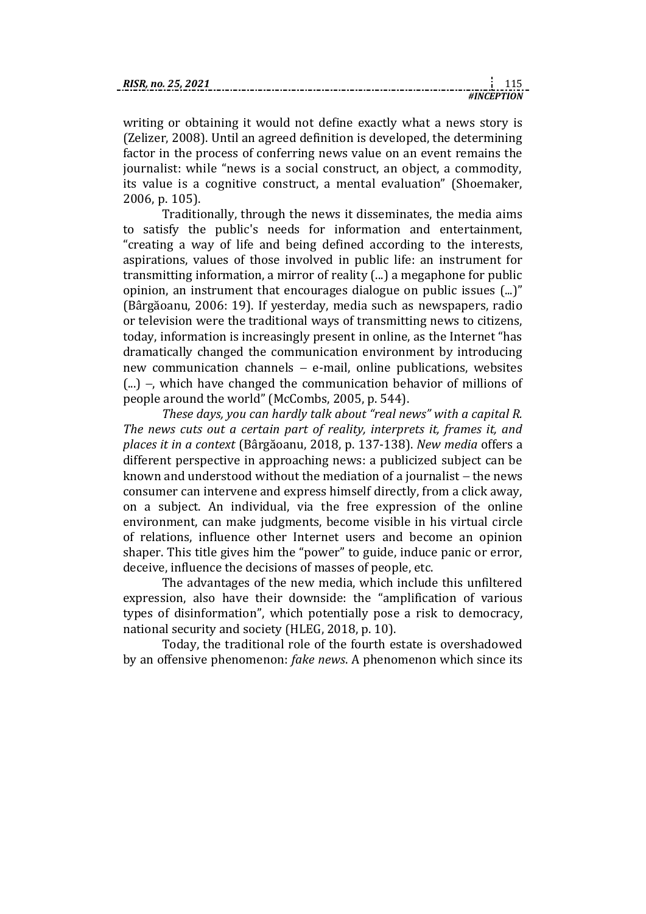writing or obtaining it would not define exactly what a news story is (Zelizer, 2008). Until an agreed definition is developed, the determining factor in the process of conferring news value on an event remains the journalist: while "news is a social construct, an object, a commodity, its value is a cognitive construct, a mental evaluation" (Shoemaker, 2006, p. 105).

Traditionally, through the news it disseminates, the media aims to satisfy the public's needs for information and entertainment, "creating a way of life and being defined according to the interests, aspirations, values of those involved in public life: an instrument for transmitting information, a mirror of reality (...) a megaphone for public opinion, an instrument that encourages dialogue on public issues (...)" (Bârgăoanu, 2006: 19). If yesterday, media such as newspapers, radio or television were the traditional ways of transmitting news to citizens, today, information is increasingly present in online, as the Internet "has dramatically changed the communication environment by introducing new communication channels – e-mail, online publications, websites (...) –, which have changed the communication behavior of millions of people around the world" (McCombs, 2005, p. 544).

*These days, you can hardly talk about "real news" with a capital R. The news cuts out a certain part of reality, interprets it, frames it, and places it in a context* (Bârgăoanu, 2018, p. 137-138). *New media* offers a different perspective in approaching news: a publicized subject can be known and understood without the mediation of a journalist – the news consumer can intervene and express himself directly, from a click away, on a subject. An individual, via the free expression of the online environment, can make judgments, become visible in his virtual circle of relations, influence other Internet users and become an opinion shaper. This title gives him the "power" to guide, induce panic or error, deceive, influence the decisions of masses of people, etc.

The advantages of the new media, which include this unfiltered expression, also have their downside: the "amplification of various types of disinformation", which potentially pose a risk to democracy, national security and society (HLEG, 2018, p. 10).

Today, the traditional role of the fourth estate is overshadowed by an offensive phenomenon: *fake news*. A phenomenon which since its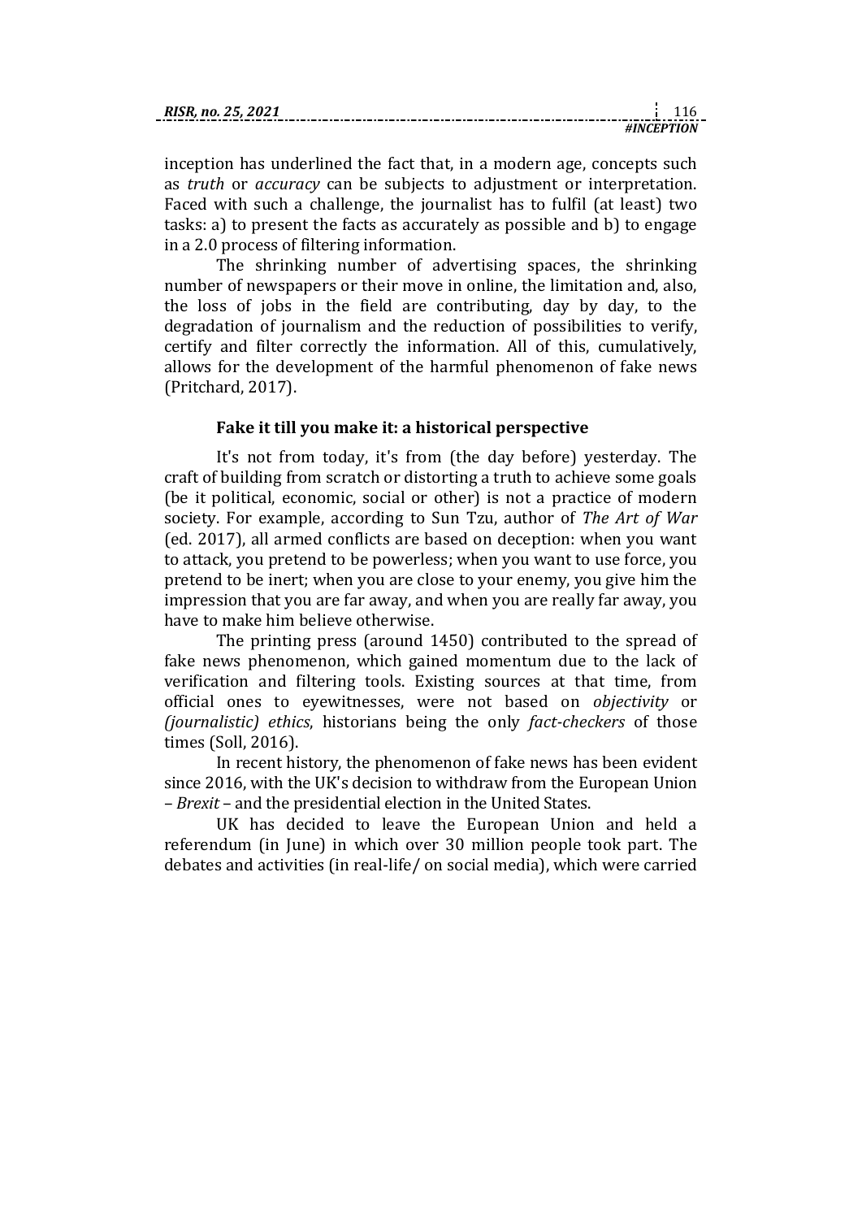inception has underlined the fact that, in a modern age, concepts such as *truth* or *accuracy* can be subjects to adjustment or interpretation. Faced with such a challenge, the journalist has to fulfil (at least) two tasks: a) to present the facts as accurately as possible and b) to engage in a 2.0 process of filtering information.

The shrinking number of advertising spaces, the shrinking number of newspapers or their move in online, the limitation and, also, the loss of jobs in the field are contributing, day by day, to the degradation of journalism and the reduction of possibilities to verify, certify and filter correctly the information. All of this, cumulatively, allows for the development of the harmful phenomenon of fake news (Pritchard, 2017).

### Fake it till you make it: a historical perspective

It's not from today, it's from (the day before) yesterday. The craft of building from scratch or distorting a truth to achieve some goals (be it political, economic, social or other) is not a practice of modern society. For example, according to Sun Tzu, author of *The Art of War* (ed. 2017), all armed conflicts are based on deception: when you want to attack, you pretend to be powerless; when you want to use force, you pretend to be inert; when you are close to your enemy, you give him the impression that you are far away, and when you are really far away, you have to make him believe otherwise.

The printing press (around 1450) contributed to the spread of fake news phenomenon, which gained momentum due to the lack of verification and filtering tools. Existing sources at that time, from official ones to eyewitnesses, were not based on *objectivity* or *(journalistic) ethics*, historians being the only *fact-checkers* of those times (Soll, 2016).

In recent history, the phenomenon of fake news has been evident since 2016, with the UK's decision to withdraw from the European Union – *Brexit* – and the presidential election in the United States.

UK has decided to leave the European Union and held a referendum (in June) in which over 30 million people took part. The debates and activities (in real-life/ on social media), which were carried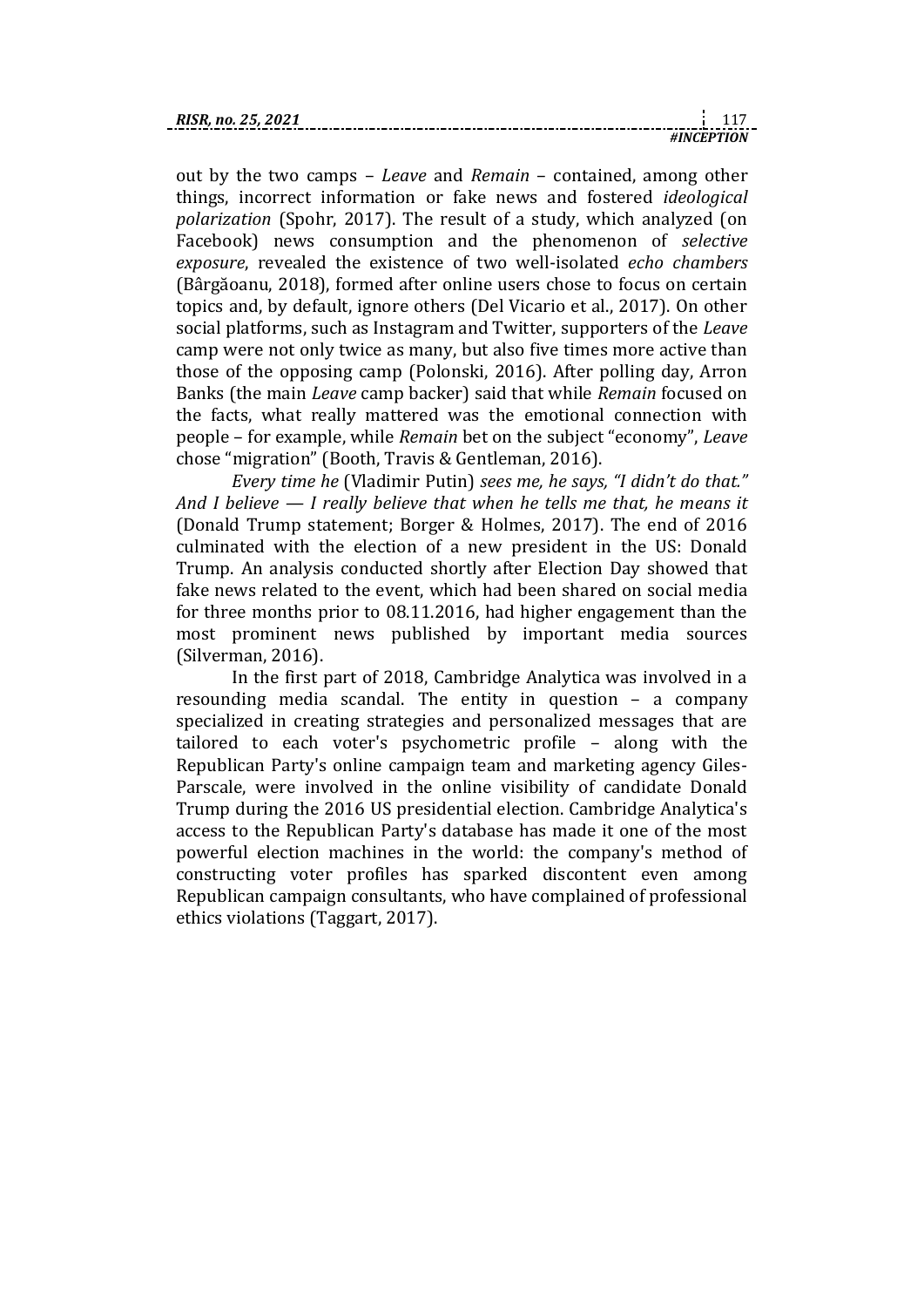out by the two camps – *Leave* and *Remain* – contained, among other things, incorrect information or fake news and fostered *ideological polarization* (Spohr, 2017). The result of a study, which analyzed (on Facebook) news consumption and the phenomenon of *selective exposure*, revealed the existence of two well-isolated *echo chambers* (Bârgăoanu, 2018), formed after online users chose to focus on certain topics and, by default, ignore others (Del Vicario et al., 2017). On other social platforms, such as Instagram and Twitter, supporters of the *Leave* camp were not only twice as many, but also five times more active than those of the opposing camp (Polonski, 2016). After polling day, Arron Banks (the main *Leave* camp backer) said that while *Remain* focused on the facts, what really mattered was the emotional connection with people – for example, while *Remain* bet on the subject "economy", *Leave* chose "migration" (Booth, Travis & Gentleman, 2016).

*Every time he* (Vladimir Putin) *sees me, he says, "I didn't do that." And I believe — I really believe that when he tells me that, he means it* (Donald Trump statement; Borger & Holmes, 2017). The end of 2016 culminated with the election of a new president in the US: Donald Trump. An analysis conducted shortly after Election Day showed that fake news related to the event, which had been shared on social media for three months prior to 08.11.2016, had higher engagement than the most prominent news published by important media sources (Silverman, 2016).

In the first part of 2018, Cambridge Analytica was involved in a resounding media scandal. The entity in question – a company specialized in creating strategies and personalized messages that are tailored to each voter's psychometric profile – along with the Republican Party's online campaign team and marketing agency Giles-Parscale, were involved in the online visibility of candidate Donald Trump during the 2016 US presidential election. Cambridge Analytica's access to the Republican Party's database has made it one of the most powerful election machines in the world: the company's method of constructing voter profiles has sparked discontent even among Republican campaign consultants, who have complained of professional ethics violations (Taggart, 2017).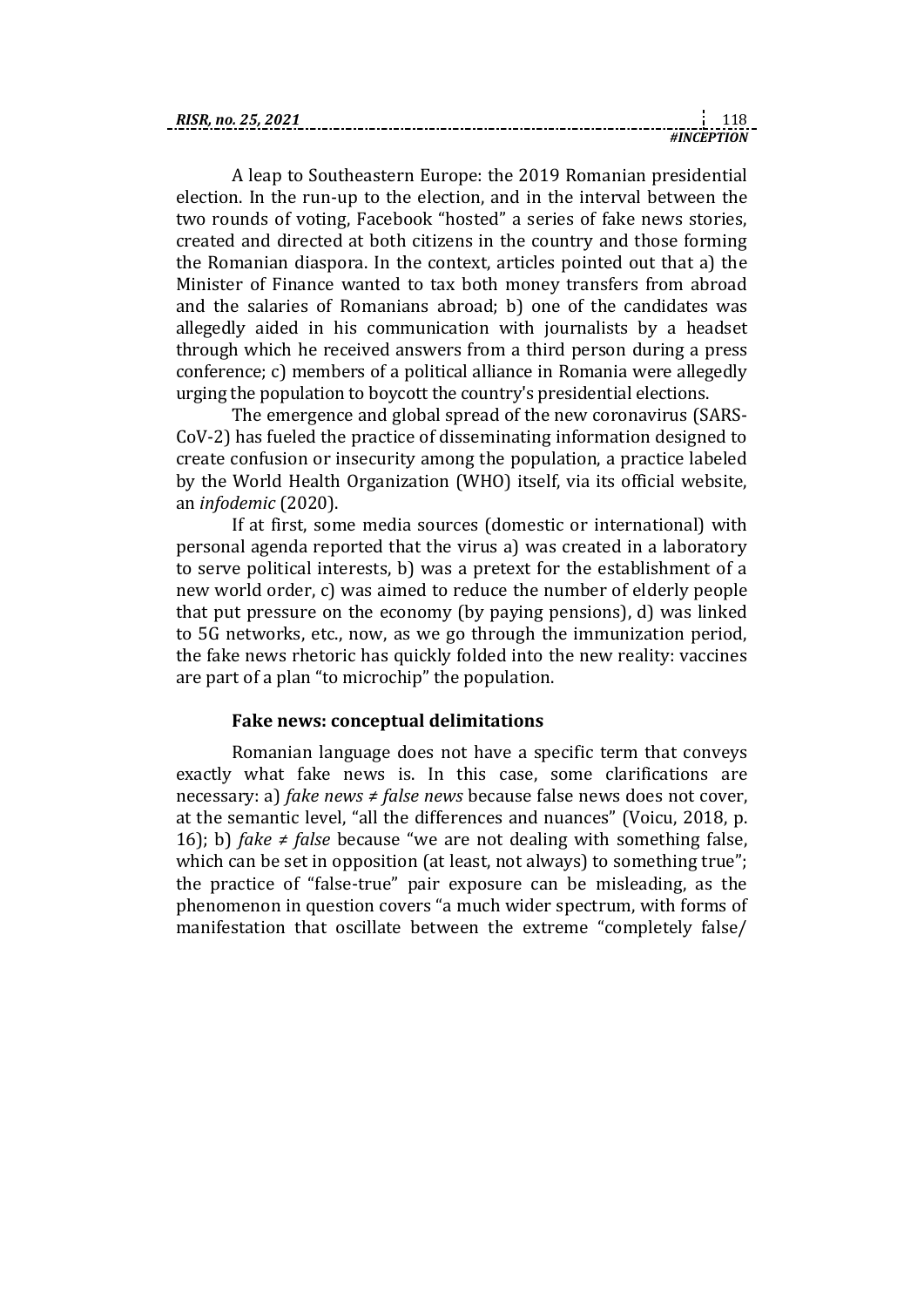A leap to Southeastern Europe: the 2019 Romanian presidential election. In the run-up to the election, and in the interval between the two rounds of voting, Facebook "hosted" a series of fake news stories, created and directed at both citizens in the country and those forming the Romanian diaspora. In the context, articles pointed out that a) the Minister of Finance wanted to tax both money transfers from abroad and the salaries of Romanians abroad; b) one of the candidates was allegedly aided in his communication with journalists by a headset through which he received answers from a third person during a press conference; c) members of a political alliance in Romania were allegedly urging the population to boycott the country's presidential elections.

The emergence and global spread of the new coronavirus (SARS-CoV-2) has fueled the practice of disseminating information designed to create confusion or insecurity among the population, a practice labeled by the World Health Organization (WHO) itself, via its official website, an *infodemic* (2020).

If at first, some media sources (domestic or international) with personal agenda reported that the virus a) was created in a laboratory to serve political interests, b) was a pretext for the establishment of a new world order, c) was aimed to reduce the number of elderly people that put pressure on the economy (by paying pensions), d) was linked to 5G networks, etc., now, as we go through the immunization period, the fake news rhetoric has quickly folded into the new reality: vaccines are part of a plan "to microchip" the population.

### Fake news: conceptual delimitations

Romanian language does not have a specific term that conveys exactly what fake news is. In this case, some clarifications are necessary: a) *fake news ≠ false news* because false news does not cover, at the semantic level, "all the differences and nuances" (Voicu, 2018, p. 16); b) *fake ≠ false* because "we are not dealing with something false, which can be set in opposition (at least, not always) to something true"; the practice of "false-true" pair exposure can be misleading, as the phenomenon in question covers "a much wider spectrum, with forms of manifestation that oscillate between the extreme "completely false/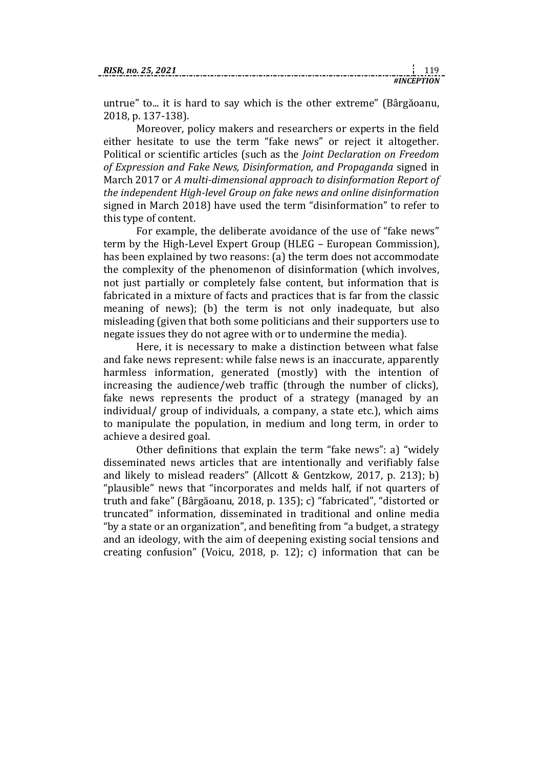untrue" to... it is hard to say which is the other extreme" (Bârgăoanu, 2018, p. 137-138).

Moreover, policy makers and researchers or experts in the field either hesitate to use the term "fake news" or reject it altogether. Political or scientific articles (such as the *Joint Declaration on Freedom of Expression and Fake News, Disinformation, and Propaganda* signed in March 2017 or *A multi-dimensional approach to disinformation Report of the independent High-level Group on fake news and online disinformation* signed in March 2018) have used the term "disinformation" to refer to this type of content.

For example, the deliberate avoidance of the use of "fake news" term by the High-Level Expert Group (HLEG – European Commission), has been explained by two reasons: (a) the term does not accommodate the complexity of the phenomenon of disinformation (which involves, not just partially or completely false content, but information that is fabricated in a mixture of facts and practices that is far from the classic meaning of news); (b) the term is not only inadequate, but also misleading (given that both some politicians and their supporters use to negate issues they do not agree with or to undermine the media).

Here, it is necessary to make a distinction between what false and fake news represent: while false news is an inaccurate, apparently harmless information, generated (mostly) with the intention of increasing the audience/web traffic (through the number of clicks), fake news represents the product of a strategy (managed by an individual/ group of individuals, a company, a state etc.), which aims to manipulate the population, in medium and long term, in order to achieve a desired goal.

Other definitions that explain the term "fake news": a) "widely disseminated news articles that are intentionally and verifiably false and likely to mislead readers" (Allcott & Gentzkow, 2017, p. 213); b) "plausible" news that "incorporates and melds half, if not quarters of truth and fake" (Bârgăoanu, 2018, p. 135); c) "fabricated", "distorted or truncated" information, disseminated in traditional and online media "by a state or an organization", and benefiting from "a budget, a strategy and an ideology, with the aim of deepening existing social tensions and creating confusion" (Voicu, 2018, p. 12); c) information that can be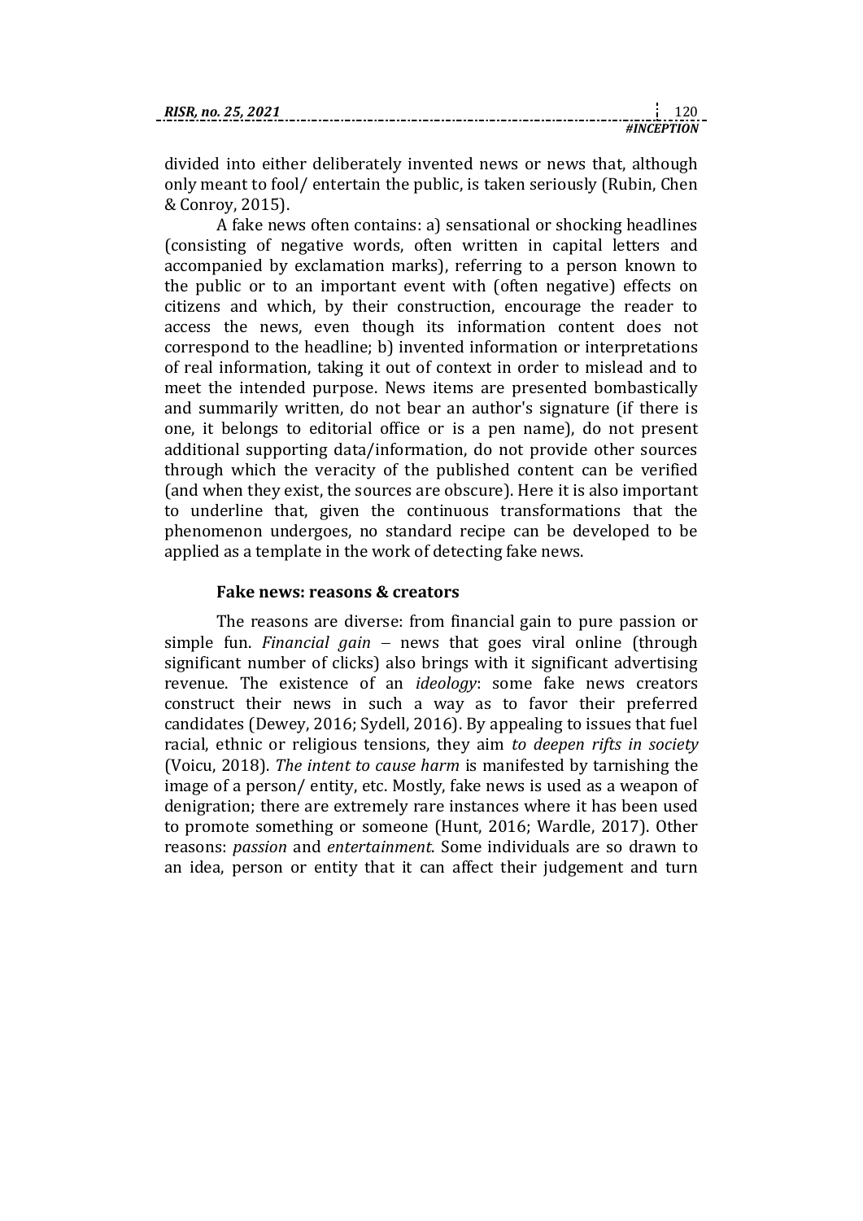divided into either deliberately invented news or news that, although only meant to fool/ entertain the public, is taken seriously (Rubin, Chen & Conroy, 2015).

A fake news often contains: a) sensational or shocking headlines (consisting of negative words, often written in capital letters and accompanied by exclamation marks), referring to a person known to the public or to an important event with (often negative) effects on citizens and which, by their construction, encourage the reader to access the news, even though its information content does not correspond to the headline; b) invented information or interpretations of real information, taking it out of context in order to mislead and to meet the intended purpose. News items are presented bombastically and summarily written, do not bear an author's signature (if there is one, it belongs to editorial office or is a pen name), do not present additional supporting data/information, do not provide other sources through which the veracity of the published content can be verified (and when they exist, the sources are obscure). Here it is also important to underline that, given the continuous transformations that the phenomenon undergoes, no standard recipe can be developed to be applied as a template in the work of detecting fake news.

### Fake news: reasons & creators

The reasons are diverse: from financial gain to pure passion or simple fun. *Financial gain* – news that goes viral online (through significant number of clicks) also brings with it significant advertising revenue. The existence of an *ideology*: some fake news creators construct their news in such a way as to favor their preferred candidates (Dewey, 2016; Sydell, 2016). By appealing to issues that fuel racial, ethnic or religious tensions, they aim *to deepen rifts in society* (Voicu, 2018). *The intent to cause harm* is manifested by tarnishing the image of a person/ entity, etc. Mostly, fake news is used as a weapon of denigration; there are extremely rare instances where it has been used to promote something or someone (Hunt, 2016; Wardle, 2017). Other reasons: *passion* and *entertainment*. Some individuals are so drawn to an idea, person or entity that it can affect their judgement and turn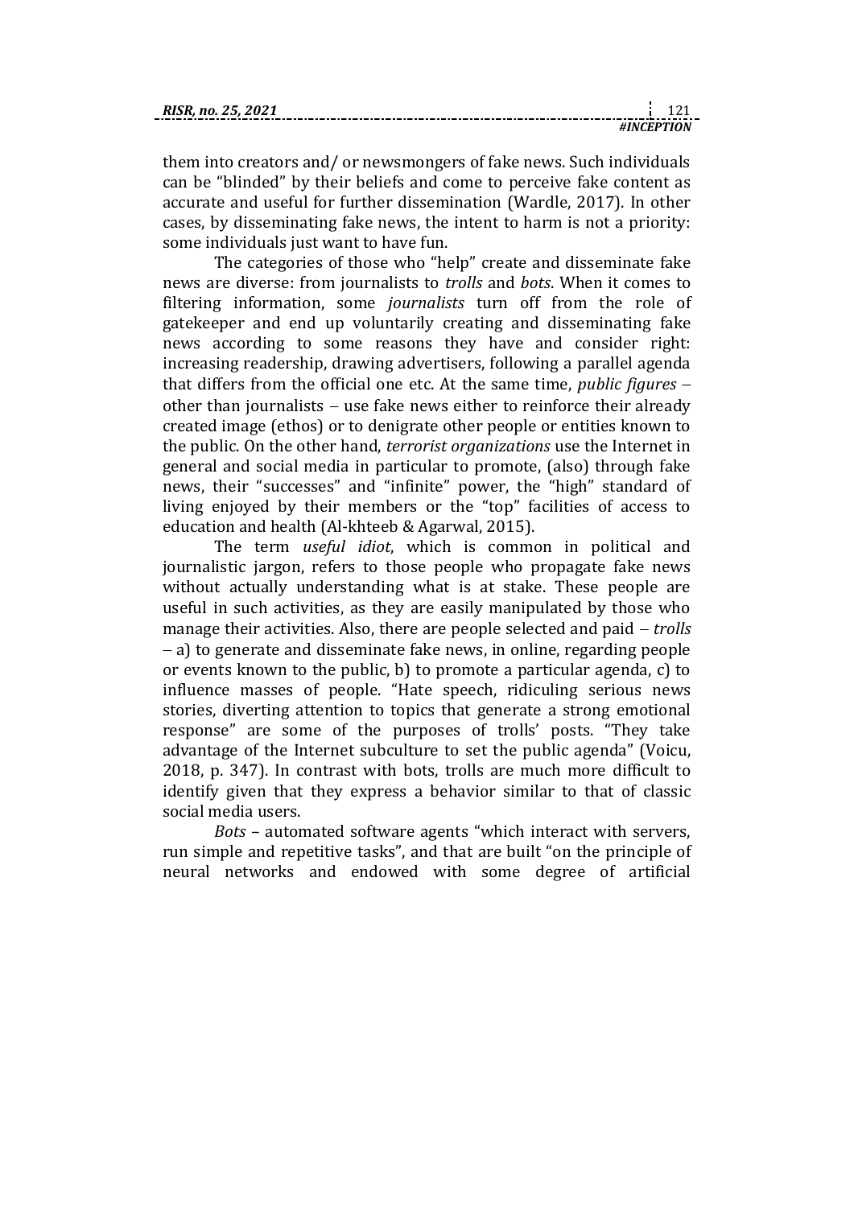them into creators and/ or newsmongers of fake news. Such individuals can be "blinded" by their beliefs and come to perceive fake content as accurate and useful for further dissemination (Wardle, 2017). In other cases, by disseminating fake news, the intent to harm is not a priority: some individuals just want to have fun.

The categories of those who "help" create and disseminate fake news are diverse: from journalists to *trolls* and *bots*. When it comes to filtering information, some *journalists* turn off from the role of gatekeeper and end up voluntarily creating and disseminating fake news according to some reasons they have and consider right: increasing readership, drawing advertisers, following a parallel agenda that differs from the official one etc. At the same time, *public figures* – other than journalists – use fake news either to reinforce their already created image (ethos) or to denigrate other people or entities known to the public. On the other hand, *terrorist organizations* use the Internet in general and social media in particular to promote, (also) through fake news, their "successes" and "infinite" power, the "high" standard of living enjoyed by their members or the "top" facilities of access to education and health (Al-khteeb & Agarwal, 2015).

The term *useful idiot*, which is common in political and journalistic jargon, refers to those people who propagate fake news without actually understanding what is at stake. These people are useful in such activities, as they are easily manipulated by those who manage their activities. Also, there are people selected and paid – *trolls* – a) to generate and disseminate fake news, in online, regarding people or events known to the public, b) to promote a particular agenda, c) to influence masses of people. "Hate speech, ridiculing serious news stories, diverting attention to topics that generate a strong emotional response" are some of the purposes of trolls' posts. "They take advantage of the Internet subculture to set the public agenda" (Voicu, 2018, p. 347). In contrast with bots, trolls are much more difficult to identify given that they express a behavior similar to that of classic social media users.

*Bots* – automated software agents "which interact with servers, run simple and repetitive tasks", and that are built "on the principle of neural networks and endowed with some degree of artificial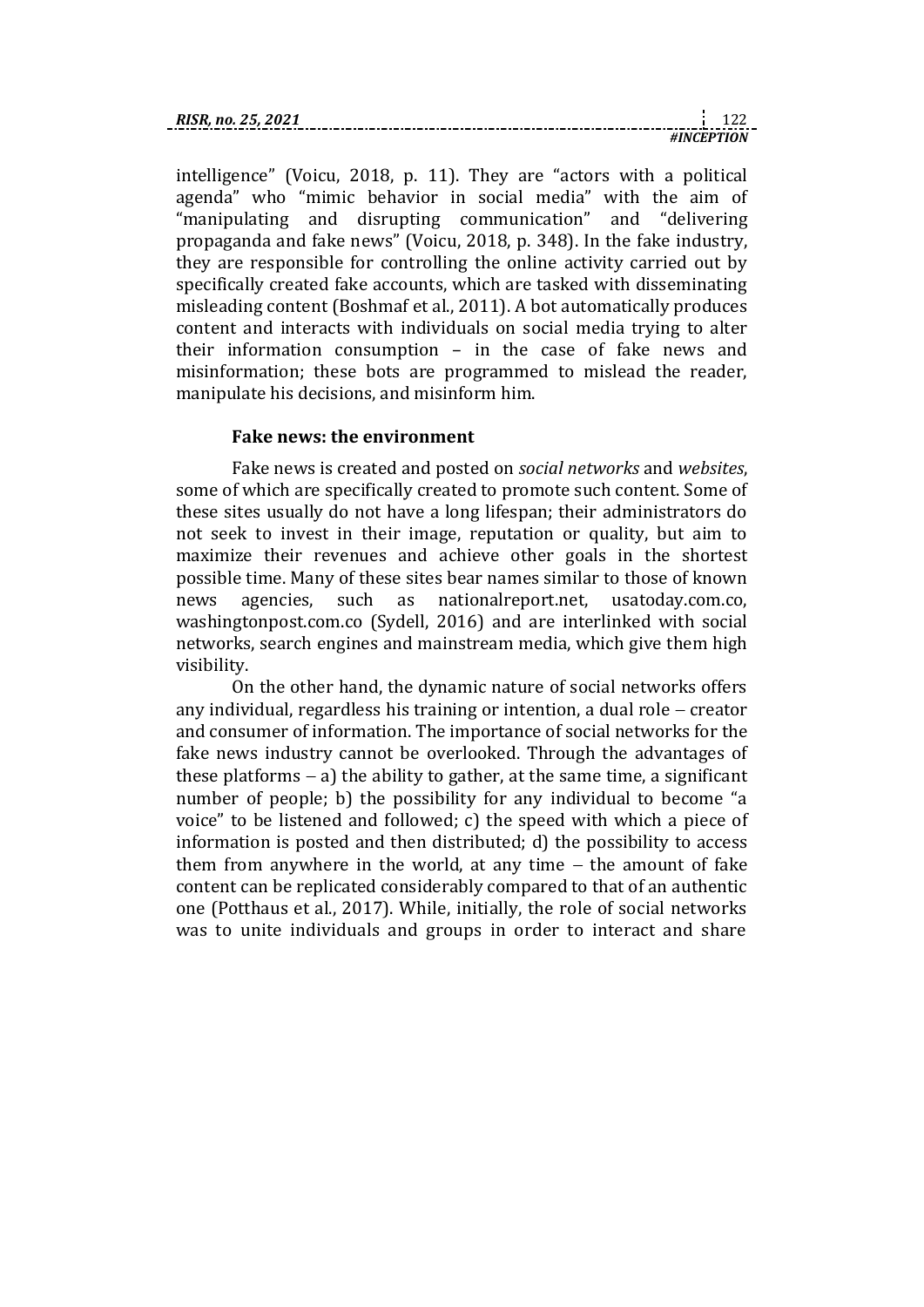intelligence" (Voicu, 2018, p. 11). They are "actors with a political agenda" who "mimic behavior in social media" with the aim of "manipulating and disrupting communication" and "delivering propaganda and fake news" (Voicu, 2018, p. 348). In the fake industry, they are responsible for controlling the online activity carried out by specifically created fake accounts, which are tasked with disseminating misleading content (Boshmaf et al., 2011). A bot automatically produces content and interacts with individuals on social media trying to alter their information consumption – in the case of fake news and misinformation; these bots are programmed to mislead the reader, manipulate his decisions, and misinform him.

### Fake news: the environment

Fake news is created and posted on *social networks* and *websites*, some of which are specifically created to promote such content. Some of these sites usually do not have a long lifespan; their administrators do not seek to invest in their image, reputation or quality, but aim to maximize their revenues and achieve other goals in the shortest possible time. Many of these sites bear names similar to those of known news agencies, such as nationalreport.net, usatoday.com.co, washingtonpost.com.co (Sydell, 2016) and are interlinked with social networks, search engines and mainstream media, which give them high visibility.

On the other hand, the dynamic nature of social networks offers any individual, regardless his training or intention, a dual role – creator and consumer of information. The importance of social networks for the fake news industry cannot be overlooked. Through the advantages of these platforms – a) the ability to gather, at the same time, a significant number of people; b) the possibility for any individual to become "a voice" to be listened and followed; c) the speed with which a piece of information is posted and then distributed; d) the possibility to access them from anywhere in the world, at any time – the amount of fake content can be replicated considerably compared to that of an authentic one (Potthaus et al., 2017). While, initially, the role of social networks was to unite individuals and groups in order to interact and share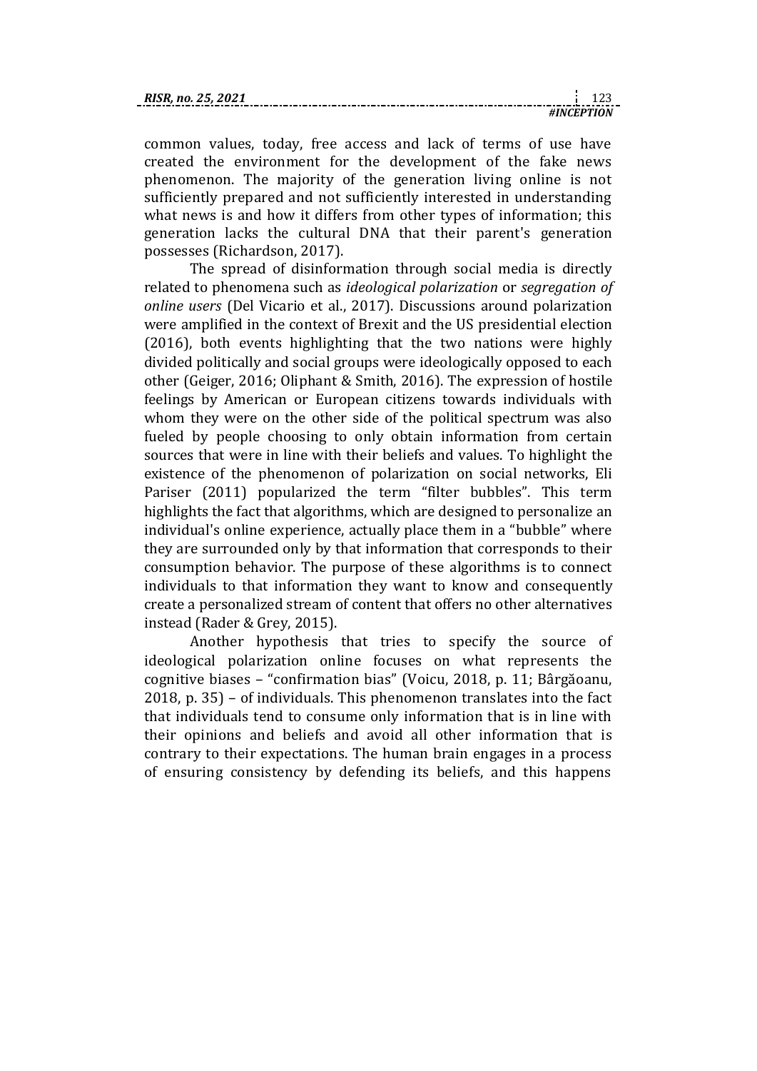common values, today, free access and lack of terms of use have created the environment for the development of the fake news phenomenon. The majority of the generation living online is not sufficiently prepared and not sufficiently interested in understanding what news is and how it differs from other types of information; this generation lacks the cultural DNA that their parent's generation possesses (Richardson, 2017).

The spread of disinformation through social media is directly related to phenomena such as *ideological polarization* or *segregation of online users* (Del Vicario et al., 2017). Discussions around polarization were amplified in the context of Brexit and the US presidential election (2016), both events highlighting that the two nations were highly divided politically and social groups were ideologically opposed to each other (Geiger, 2016; Oliphant & Smith, 2016). The expression of hostile feelings by American or European citizens towards individuals with whom they were on the other side of the political spectrum was also fueled by people choosing to only obtain information from certain sources that were in line with their beliefs and values. To highlight the existence of the phenomenon of polarization on social networks, Eli Pariser (2011) popularized the term "filter bubbles". This term highlights the fact that algorithms, which are designed to personalize an individual's online experience, actually place them in a "bubble" where they are surrounded only by that information that corresponds to their consumption behavior. The purpose of these algorithms is to connect individuals to that information they want to know and consequently create a personalized stream of content that offers no other alternatives instead (Rader & Grey, 2015).

Another hypothesis that tries to specify the source of ideological polarization online focuses on what represents the cognitive biases – "confirmation bias" (Voicu, 2018, p. 11; Bârgăoanu, 2018, p. 35) – of individuals. This phenomenon translates into the fact that individuals tend to consume only information that is in line with their opinions and beliefs and avoid all other information that is contrary to their expectations. The human brain engages in a process of ensuring consistency by defending its beliefs, and this happens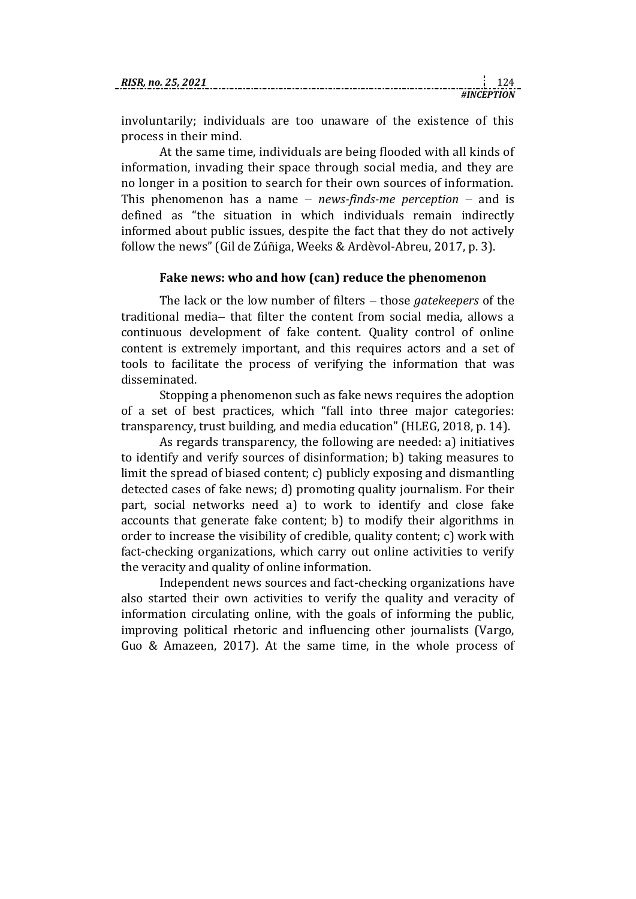involuntarily; individuals are too unaware of the existence of this process in their mind.

At the same time, individuals are being flooded with all kinds of information, invading their space through social media, and they are no longer in a position to search for their own sources of information. This phenomenon has a name – *news-finds-me perception* – and is defined as "the situation in which individuals remain indirectly informed about public issues, despite the fact that they do not actively follow the news" (Gil de Zúñiga, Weeks & Ardèvol-Abreu, 2017, p. 3).

## Fake news: who and how (can) reduce the phenomenon

The lack or the low number of filters – those *gatekeepers* of the traditional media– that filter the content from social media, allows a continuous development of fake content. Quality control of online content is extremely important, and this requires actors and a set of tools to facilitate the process of verifying the information that was disseminated.

Stopping a phenomenon such as fake news requires the adoption of a set of best practices, which "fall into three major categories: transparency, trust building, and media education" (HLEG, 2018, p. 14).

As regards transparency, the following are needed: a) initiatives to identify and verify sources of disinformation; b) taking measures to limit the spread of biased content; c) publicly exposing and dismantling detected cases of fake news; d) promoting quality journalism. For their part, social networks need a) to work to identify and close fake accounts that generate fake content; b) to modify their algorithms in order to increase the visibility of credible, quality content; c) work with fact-checking organizations, which carry out online activities to verify the veracity and quality of online information.

Independent news sources and fact-checking organizations have also started their own activities to verify the quality and veracity of information circulating online, with the goals of informing the public, improving political rhetoric and influencing other journalists (Vargo, Guo & Amazeen, 2017). At the same time, in the whole process of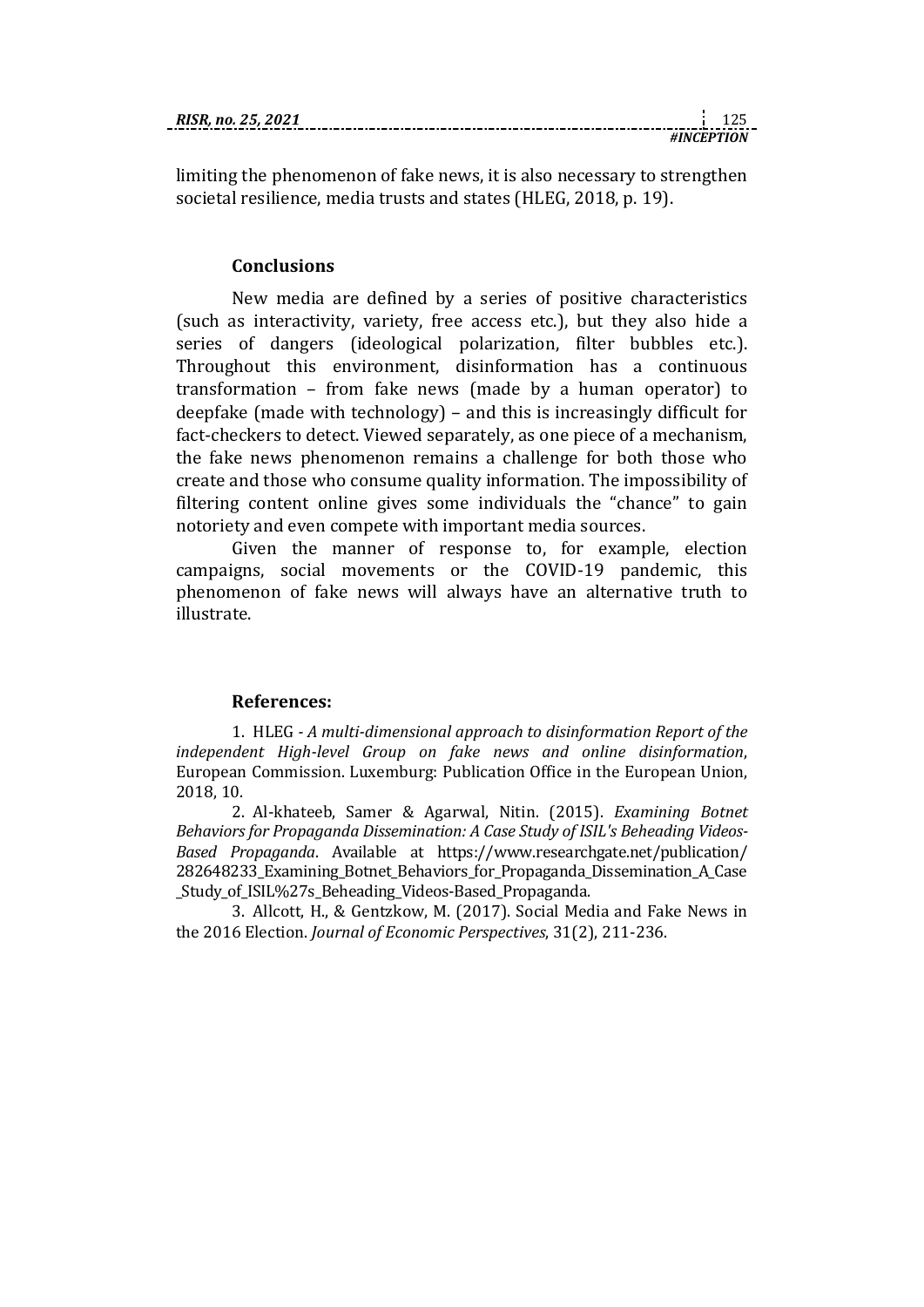limiting the phenomenon of fake news, it is also necessary to strengthen societal resilience, media trusts and states (HLEG, 2018, p. 19).

## Conclusions

New media are defined by a series of positive characteristics (such as interactivity, variety, free access etc.), but they also hide a series of dangers (ideological polarization, filter bubbles etc.). Throughout this environment, disinformation has a continuous transformation – from fake news (made by a human operator) to deepfake (made with technology) – and this is increasingly difficult for fact-checkers to detect. Viewed separately, as one piece of a mechanism, the fake news phenomenon remains a challenge for both those who create and those who consume quality information. The impossibility of filtering content online gives some individuals the "chance" to gain notoriety and even compete with important media sources.

Given the manner of response to, for example, election campaigns, social movements or the COVID-19 pandemic, this phenomenon of fake news will always have an alternative truth to illustrate.

## References:

1. HLEG - *A multi-dimensional approach to disinformation Report of the independent High-level Group on fake news and online disinformation*, European Commission. Luxemburg: Publication Office in the European Union, 2018, 10.

2. Al-khateeb, Samer & Agarwal, Nitin. (2015). *Examining Botnet Behaviors for Propaganda Dissemination: A Case Study of ISIL's Beheading Videos-Based Propaganda*. Available at https://www.researchgate.net/publication/282648233_Examining_Botnet_Behaviors_for_Propaganda_Dissemination_A_Case_Study_of_ISIL%27s_Beheading_Videos-Based_Propaganda.

3. Allcott, H., & Gentzkow, M. (2017). Social Media and Fake News in the 2016 Election. *Journal of Economic Perspectives*, 31(2), 211-236.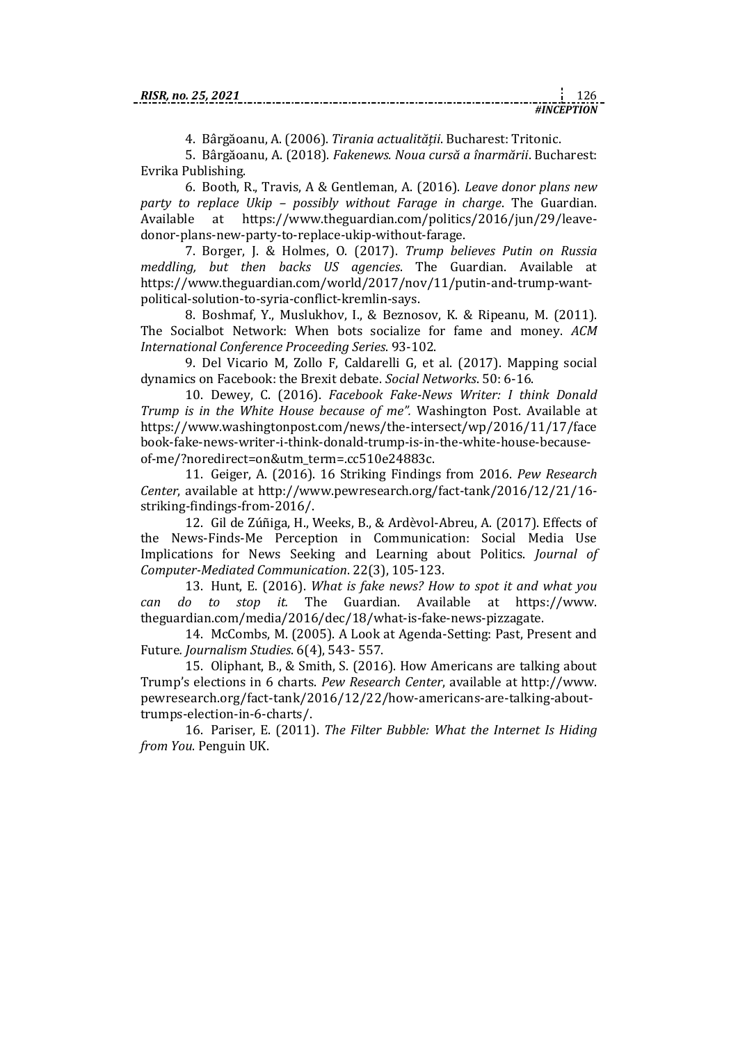4. Bârgăoanu, A. (2006). *Tirania actualității*. Bucharest: Tritonic.

5. Bârgăoanu, A. (2018). *Fakenews. Noua cursă a înarmării*. Bucharest: Evrika Publishing.

6. Booth, R., Travis, A & Gentleman, A. (2016). *Leave donor plans new party to replace Ukip – possibly without Farage in charge*. The Guardian. Available at https://www.theguardian.com/politics/2016/jun/29/leave-donor-plans-new-party-to-replace-ukip-without-farage.

7. Borger, J. & Holmes, O. (2017). *Trump believes Putin on Russia meddling, but then backs US agencies*. The Guardian. Available at https://www.theguardian.com/world/2017/nov/11/putin-and-trump-want-political-solution-to-syria-conflict-kremlin-says.

8. Boshmaf, Y., Muslukhov, I., & Beznosov, K. & Ripeanu, M. (2011). The Socialbot Network: When bots socialize for fame and money. *ACM International Conference Proceeding Series*. 93-102.

9. Del Vicario M, Zollo F, Caldarelli G, et al. (2017). Mapping social dynamics on Facebook: the Brexit debate. *Social Networks*. 50: 6-16.

10. Dewey, C. (2016). *Facebook Fake-News Writer: I think Donald Trump is in the White House because of me".* Washington Post. Available at https://www.washingtonpost.com/news/the-intersect/wp/2016/11/17/facebook-fake-news-writer-i-think-donald-trump-is-in-the-white-house-because-of-me/?noredirect=on&utm_term=.cc510e24883c.

11. Geiger, A. (2016). 16 Striking Findings from 2016. *Pew Research Center*, available at http://www.pewresearch.org/fact-tank/2016/12/21/16-striking-findings-from-2016/.

12. Gil de Zúñiga, H., Weeks, B., & Ardèvol-Abreu, A. (2017). Effects of the News-Finds-Me Perception in Communication: Social Media Use Implications for News Seeking and Learning about Politics. *Journal of Computer-Mediated Communication*. 22(3), 105-123.

13. Hunt, E. (2016). *What is fake news? How to spot it and what you can do to stop it.* The Guardian. Available at https://www.theguardian.com/media/2016/dec/18/what-is-fake-news-pizzagate.

14. McCombs, M. (2005). A Look at Agenda-Setting: Past, Present and Future. *Journalism Studies*. 6(4), 543- 557.

15. Oliphant, B., & Smith, S. (2016). How Americans are talking about Trump's elections in 6 charts. *Pew Research Center*, available at http://www.pewresearch.org/fact-tank/2016/12/22/how-americans-are-talking-about-trumps-election-in-6-charts/.

16. Pariser, E. (2011). *The Filter Bubble: What the Internet Is Hiding from You*. Penguin UK.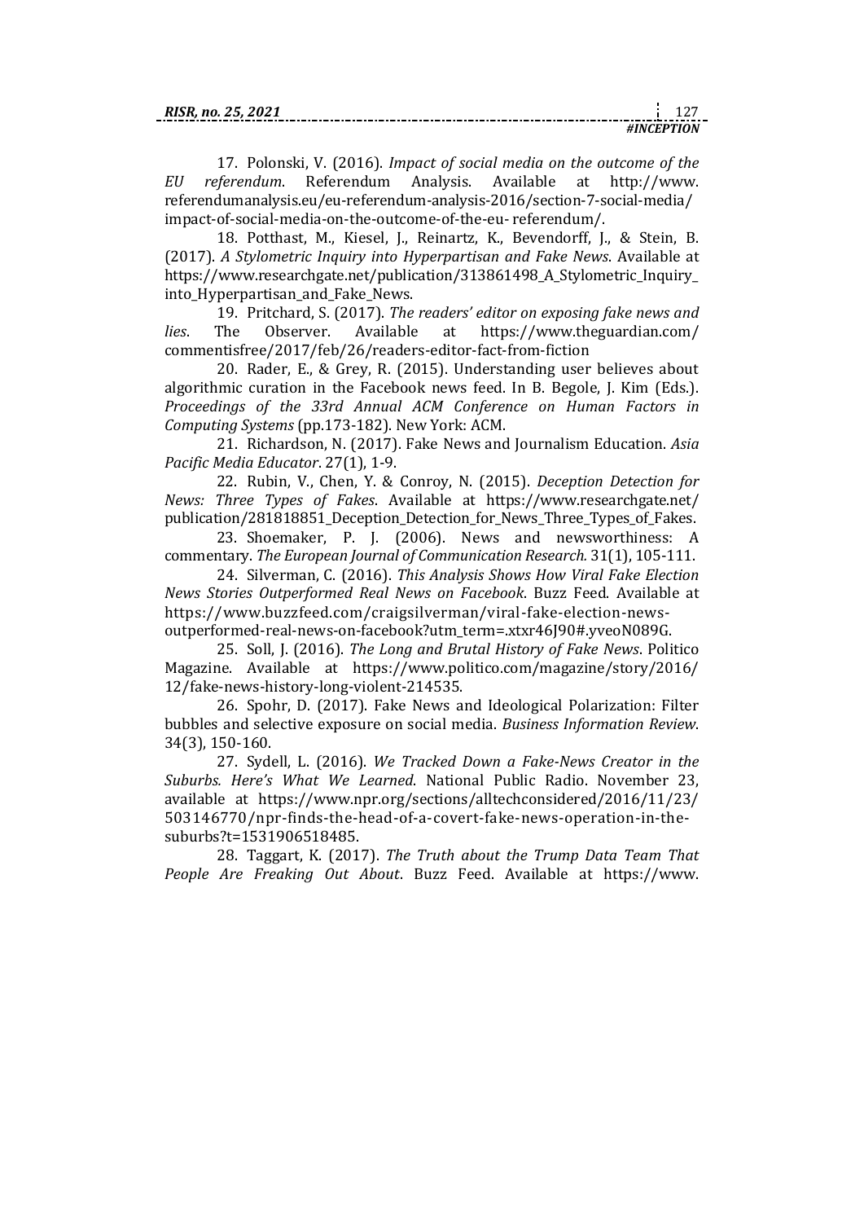17. Polonski, V. (2016). *Impact of social media on the outcome of the EU referendum*. Referendum Analysis. Available at http://www. referendumanalysis.eu/eu-referendum-analysis-2016/section-7-social-media/ impact-of-social-media-on-the-outcome-of-the-eu- referendum/.

18. Potthast, M., Kiesel, J., Reinartz, K., Bevendorff, J., & Stein, B. (2017). *A Stylometric Inquiry into Hyperpartisan and Fake News*. Available at https://www.researchgate.net/publication/313861498_A_Stylometric_Inquiry_ into_Hyperpartisan_and_Fake_News.

19. Pritchard, S. (2017). *The readers' editor on exposing fake news and lies*. The Observer. Available at https://www.theguardian.com/ commentisfree/2017/feb/26/readers-editor-fact-from-fiction

20. Rader, E., & Grey, R. (2015). Understanding user believes about algorithmic curation in the Facebook news feed. In B. Begole, J. Kim (Eds.). *Proceedings of the 33rd Annual ACM Conference on Human Factors in Computing Systems* (pp.173-182). New York: ACM.

21. Richardson, N. (2017). Fake News and Journalism Education. *Asia Pacific Media Educator*. 27(1), 1-9.

22. Rubin, V., Chen, Y. & Conroy, N. (2015). *Deception Detection for News: Three Types of Fakes*. Available at https://www.researchgate.net/ publication/281818851_Deception_Detection_for_News_Three_Types_of_Fakes.

23. Shoemaker, P. J. (2006). News and newsworthiness: A commentary. *The European Journal of Communication Research.* 31(1), 105-111.

24. Silverman, C. (2016). *This Analysis Shows How Viral Fake Election News Stories Outperformed Real News on Facebook*. Buzz Feed. Available at https://www.buzzfeed.com/craigsilverman/viral-fake-election-news-outperformed-real-news-on-facebook?utm_term=.xtxr46J90#.yveoN089G.

25. Soll, J. (2016). *The Long and Brutal History of Fake News*. Politico Magazine. Available at https://www.politico.com/magazine/story/2016/ 12/fake-news-history-long-violent-214535.

26. Spohr, D. (2017). Fake News and Ideological Polarization: Filter bubbles and selective exposure on social media. *Business Information Review*. 34(3), 150-160.

27. Sydell, L. (2016). *We Tracked Down a Fake-News Creator in the Suburbs. Here's What We Learned*. National Public Radio. November 23, available at https://www.npr.org/sections/alltechconsidered/2016/11/23/ 503146770/npr-finds-the-head-of-a-covert-fake-news-operation-in-the-suburbs?t=1531906518485.

28. Taggart, K. (2017). *The Truth about the Trump Data Team That People Are Freaking Out About*. Buzz Feed. Available at https://www.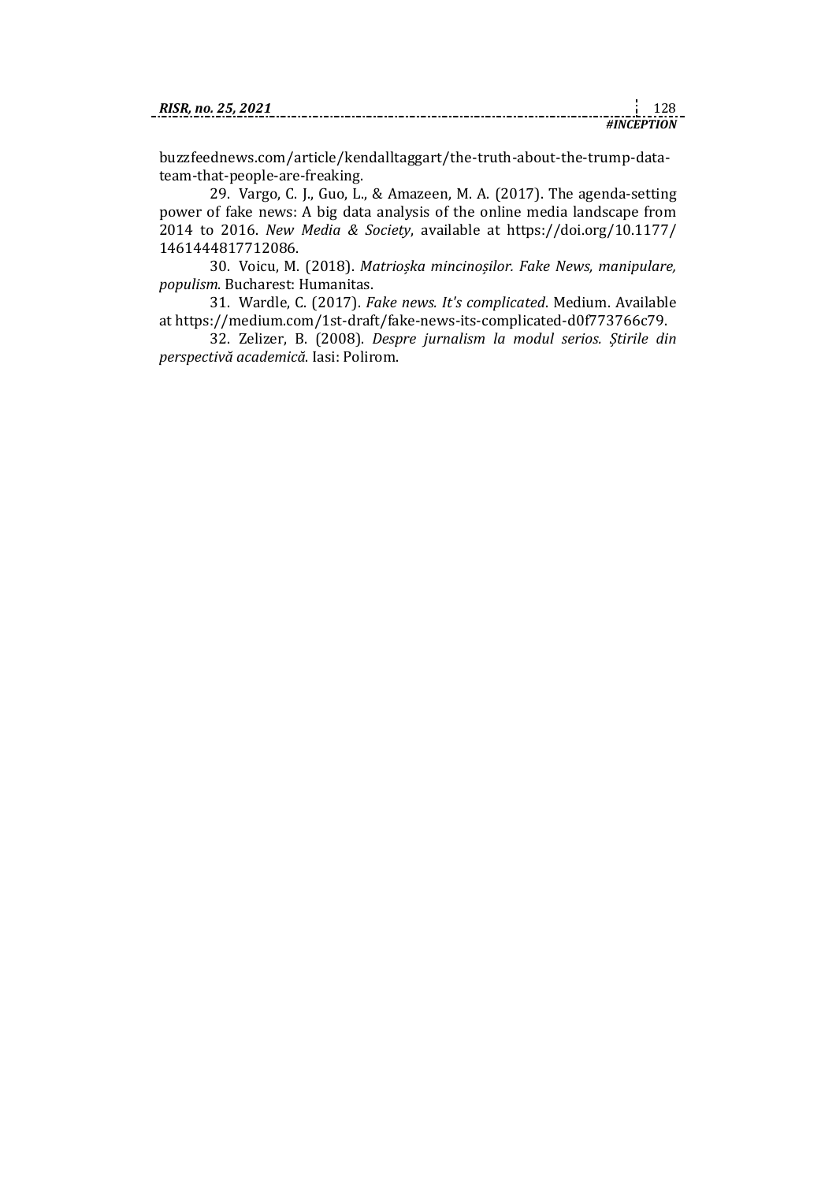buzzfeednews.com/article/kendalltaggart/the-truth-about-the-trump-data-team-that-people-are-freaking.

29. Vargo, C. J., Guo, L., & Amazeen, M. A. (2017). The agenda-setting power of fake news: A big data analysis of the online media landscape from 2014 to 2016. *New Media & Society*, available at https://doi.org/10.1177/1461444817712086.

30. Voicu, M. (2018). *Matrioșka mincinoșilor. Fake News, manipulare, populism*. Bucharest: Humanitas.

31. Wardle, C. (2017). *Fake news. It's complicated*. Medium. Available at https://medium.com/1st-draft/fake-news-its-complicated-d0f773766c79.

32. Zelizer, B. (2008). *Despre jurnalism la modul serios. Știrile din perspectivă academică*. Iasi: Polirom.